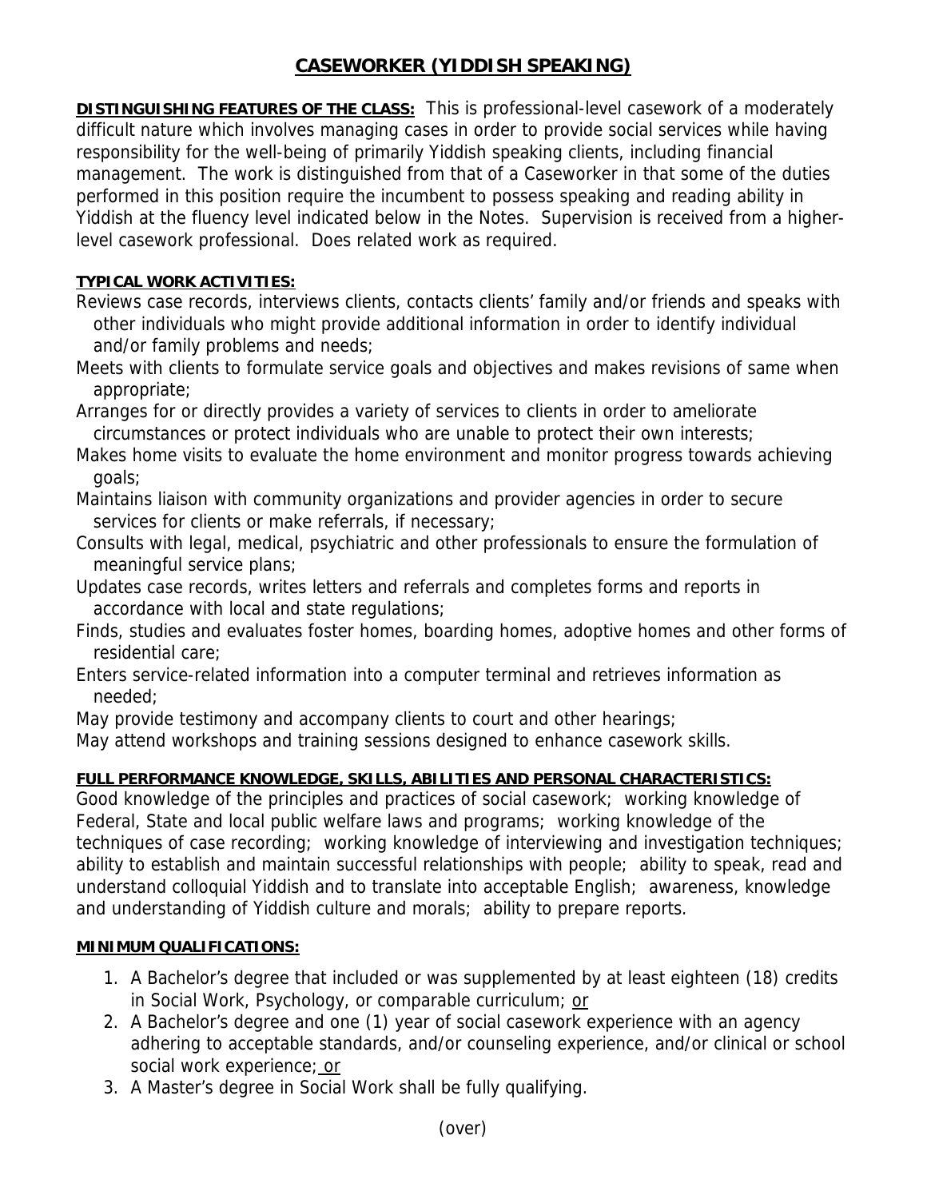# CASEWORKER (YIDDISH SPEAKING)

**DISTINGUISHING FEATURES OF THE CLASS:** This is professional-level casework of a moderately difficult nature which involves managing cases in order to provide social services while having responsibility for the well-being of primarily Yiddish speaking clients, including financial management. The work is distinguished from that of a Caseworker in that some of the duties performed in this position require the incumbent to possess speaking and reading ability in Yiddish at the fluency level indicated below in the Notes. Supervision is received from a higher-level casework professional. Does related work as required.

**TYPICAL WORK ACTIVITIES:**

Reviews case records, interviews clients, contacts clients' family and/or friends and speaks with other individuals who might provide additional information in order to identify individual and/or family problems and needs;

Meets with clients to formulate service goals and objectives and makes revisions of same when appropriate;

Arranges for or directly provides a variety of services to clients in order to ameliorate circumstances or protect individuals who are unable to protect their own interests;

Makes home visits to evaluate the home environment and monitor progress towards achieving goals;

Maintains liaison with community organizations and provider agencies in order to secure services for clients or make referrals, if necessary;

Consults with legal, medical, psychiatric and other professionals to ensure the formulation of meaningful service plans;

Updates case records, writes letters and referrals and completes forms and reports in accordance with local and state regulations;

Finds, studies and evaluates foster homes, boarding homes, adoptive homes and other forms of residential care;

Enters service-related information into a computer terminal and retrieves information as needed;

May provide testimony and accompany clients to court and other hearings;

May attend workshops and training sessions designed to enhance casework skills.

**FULL PERFORMANCE KNOWLEDGE, SKILLS, ABILITIES AND PERSONAL CHARACTERISTICS:**

Good knowledge of the principles and practices of social casework; working knowledge of Federal, State and local public welfare laws and programs; working knowledge of the techniques of case recording; working knowledge of interviewing and investigation techniques; ability to establish and maintain successful relationships with people; ability to speak, read and understand colloquial Yiddish and to translate into acceptable English; awareness, knowledge and understanding of Yiddish culture and morals; ability to prepare reports.

**MINIMUM QUALIFICATIONS:**

1. A Bachelor's degree that included or was supplemented by at least eighteen (18) credits in Social Work, Psychology, or comparable curriculum; or
2. A Bachelor's degree and one (1) year of social casework experience with an agency adhering to acceptable standards, and/or counseling experience, and/or clinical or school social work experience; or
3. A Master's degree in Social Work shall be fully qualifying.

(over)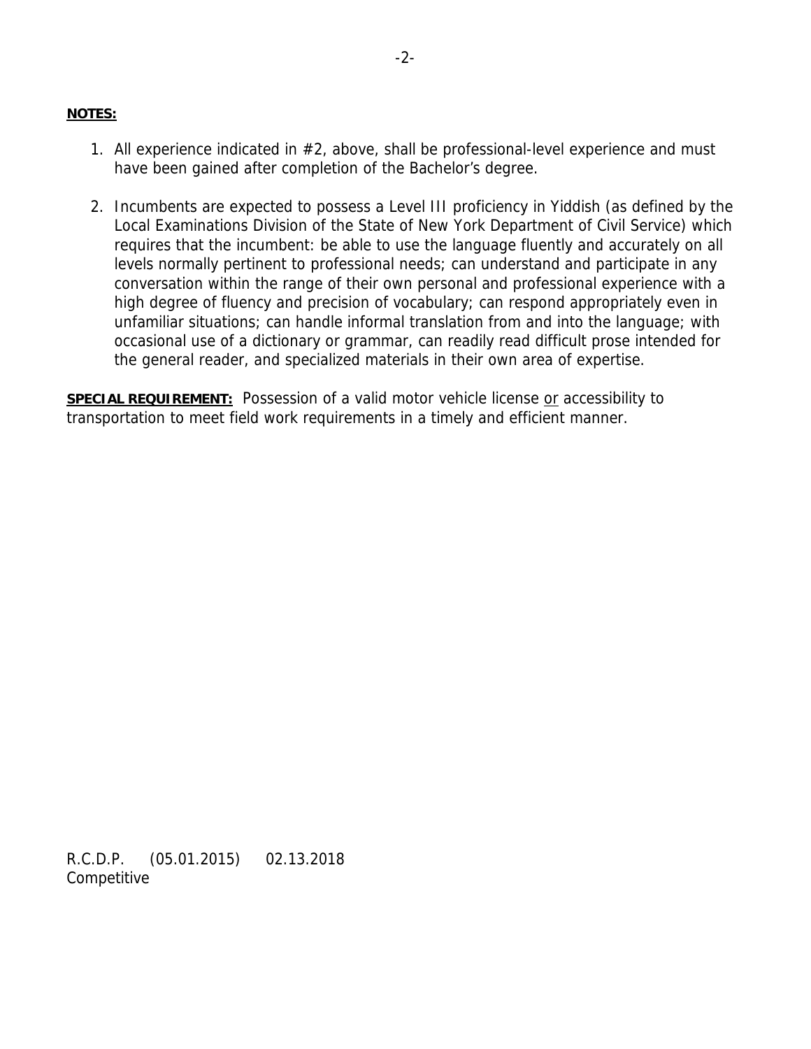**NOTES:**

1. All experience indicated in #2, above, shall be professional-level experience and must have been gained after completion of the Bachelor's degree.

2. Incumbents are expected to possess a Level III proficiency in Yiddish (as defined by the Local Examinations Division of the State of New York Department of Civil Service) which requires that the incumbent: be able to use the language fluently and accurately on all levels normally pertinent to professional needs; can understand and participate in any conversation within the range of their own personal and professional experience with a high degree of fluency and precision of vocabulary; can respond appropriately even in unfamiliar situations; can handle informal translation from and into the language; with occasional use of a dictionary or grammar, can readily read difficult prose intended for the general reader, and specialized materials in their own area of expertise.

**SPECIAL REQUIREMENT:** Possession of a valid motor vehicle license or accessibility to transportation to meet field work requirements in a timely and efficient manner.

R.C.D.P. (05.01.2015) 02.13.2018
Competitive